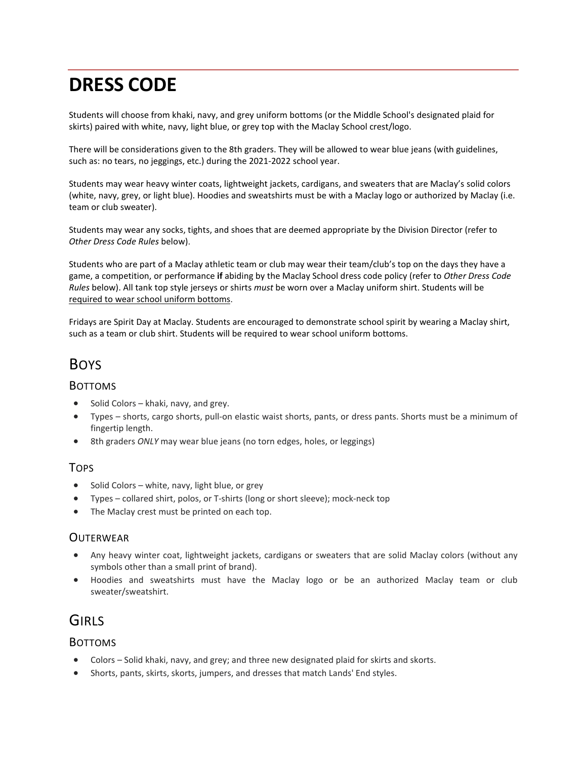# DRESS CODE

Students will choose from khaki, navy, and grey uniform bottoms (or the Middle School's designated plaid for skirts) paired with white, navy, light blue, or grey top with the Maclay School crest/logo.

There will be considerations given to the 8th graders. They will be allowed to wear blue jeans (with guidelines, such as: no tears, no jeggings, etc.) during the 2021-2022 school year.

Students may wear heavy winter coats, lightweight jackets, cardigans, and sweaters that are Maclay's solid colors (white, navy, grey, or light blue). Hoodies and sweatshirts must be with a Maclay logo or authorized by Maclay (i.e. team or club sweater).

Students may wear any socks, tights, and shoes that are deemed appropriate by the Division Director (refer to *Other Dress Code Rules* below).

Students who are part of a Maclay athletic team or club may wear their team/club's top on the days they have a game, a competition, or performance **if** abiding by the Maclay School dress code policy (refer to *Other Dress Code Rules* below). All tank top style jerseys or shirts *must* be worn over a Maclay uniform shirt. Students will be required to wear school uniform bottoms.

Fridays are Spirit Day at Maclay. Students are encouraged to demonstrate school spirit by wearing a Maclay shirt, such as a team or club shirt. Students will be required to wear school uniform bottoms.

## Boys

### Bottoms

- Solid Colors – khaki, navy, and grey.
- Types – shorts, cargo shorts, pull-on elastic waist shorts, pants, or dress pants. Shorts must be a minimum of fingertip length.
- 8th graders *ONLY* may wear blue jeans (no torn edges, holes, or leggings)

### Tops

- Solid Colors – white, navy, light blue, or grey
- Types – collared shirt, polos, or T-shirts (long or short sleeve); mock-neck top
- The Maclay crest must be printed on each top.

### Outerwear

- Any heavy winter coat, lightweight jackets, cardigans or sweaters that are solid Maclay colors (without any symbols other than a small print of brand).
- Hoodies and sweatshirts must have the Maclay logo or be an authorized Maclay team or club sweater/sweatshirt.

## Girls

### Bottoms

- Colors – Solid khaki, navy, and grey; and three new designated plaid for skirts and skorts.
- Shorts, pants, skirts, skorts, jumpers, and dresses that match Lands' End styles.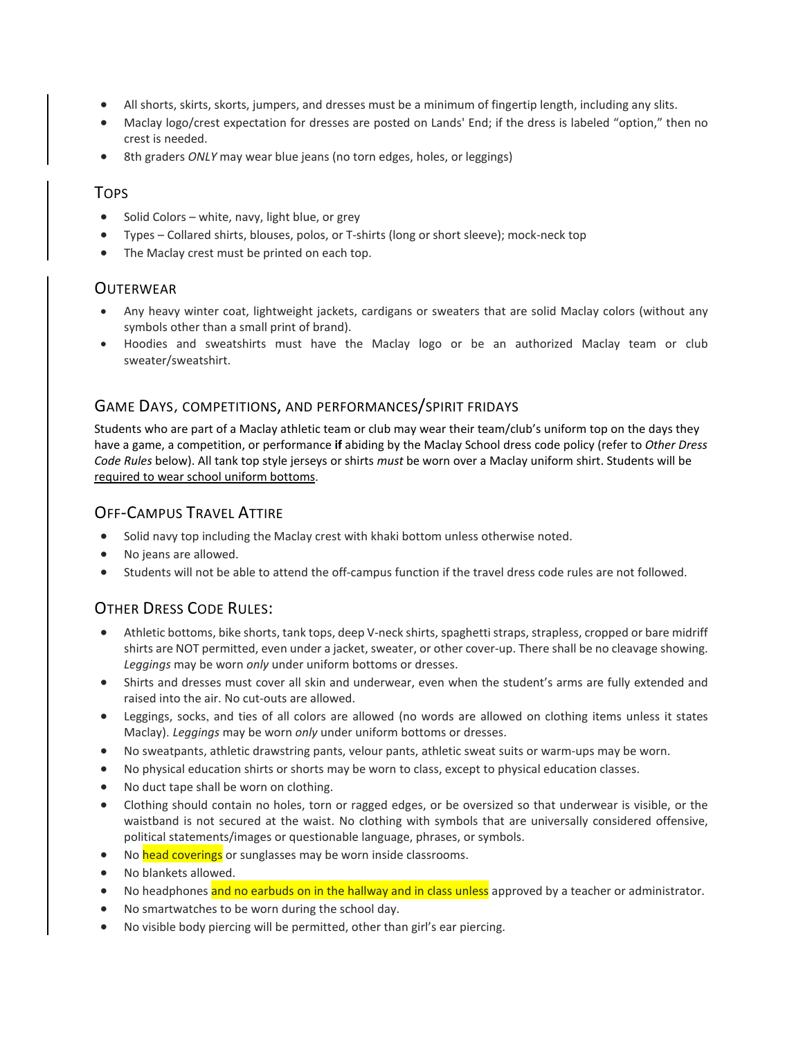- All shorts, skirts, skorts, jumpers, and dresses must be a minimum of fingertip length, including any slits.
- Maclay logo/crest expectation for dresses are posted on Lands' End; if the dress is labeled "option," then no crest is needed.
- 8th graders *ONLY* may wear blue jeans (no torn edges, holes, or leggings)

## TOPS

- Solid Colors – white, navy, light blue, or grey
- Types – Collared shirts, blouses, polos, or T-shirts (long or short sleeve); mock-neck top
- The Maclay crest must be printed on each top.

## OUTERWEAR

- Any heavy winter coat, lightweight jackets, cardigans or sweaters that are solid Maclay colors (without any symbols other than a small print of brand).
- Hoodies and sweatshirts must have the Maclay logo or be an authorized Maclay team or club sweater/sweatshirt.

## GAME DAYS, COMPETITIONS, AND PERFORMANCES/SPIRIT FRIDAYS

Students who are part of a Maclay athletic team or club may wear their team/club's uniform top on the days they have a game, a competition, or performance **if** abiding by the Maclay School dress code policy (refer to *Other Dress Code Rules* below). All tank top style jerseys or shirts *must* be worn over a Maclay uniform shirt. Students will be required to wear school uniform bottoms.

## OFF-CAMPUS TRAVEL ATTIRE

- Solid navy top including the Maclay crest with khaki bottom unless otherwise noted.
- No jeans are allowed.
- Students will not be able to attend the off-campus function if the travel dress code rules are not followed.

## OTHER DRESS CODE RULES:

- Athletic bottoms, bike shorts, tank tops, deep V-neck shirts, spaghetti straps, strapless, cropped or bare midriff shirts are NOT permitted, even under a jacket, sweater, or other cover-up. There shall be no cleavage showing. *Leggings* may be worn *only* under uniform bottoms or dresses.
- Shirts and dresses must cover all skin and underwear, even when the student's arms are fully extended and raised into the air. No cut-outs are allowed.
- Leggings, socks, and ties of all colors are allowed (no words are allowed on clothing items unless it states Maclay). *Leggings* may be worn *only* under uniform bottoms or dresses.
- No sweatpants, athletic drawstring pants, velour pants, athletic sweat suits or warm-ups may be worn.
- No physical education shirts or shorts may be worn to class, except to physical education classes.
- No duct tape shall be worn on clothing.
- Clothing should contain no holes, torn or ragged edges, or be oversized so that underwear is visible, or the waistband is not secured at the waist. No clothing with symbols that are universally considered offensive, political statements/images or questionable language, phrases, or symbols.
- No head coverings or sunglasses may be worn inside classrooms.
- No blankets allowed.
- No headphones and no earbuds on in the hallway and in class unless approved by a teacher or administrator.
- No smartwatches to be worn during the school day.
- No visible body piercing will be permitted, other than girl's ear piercing.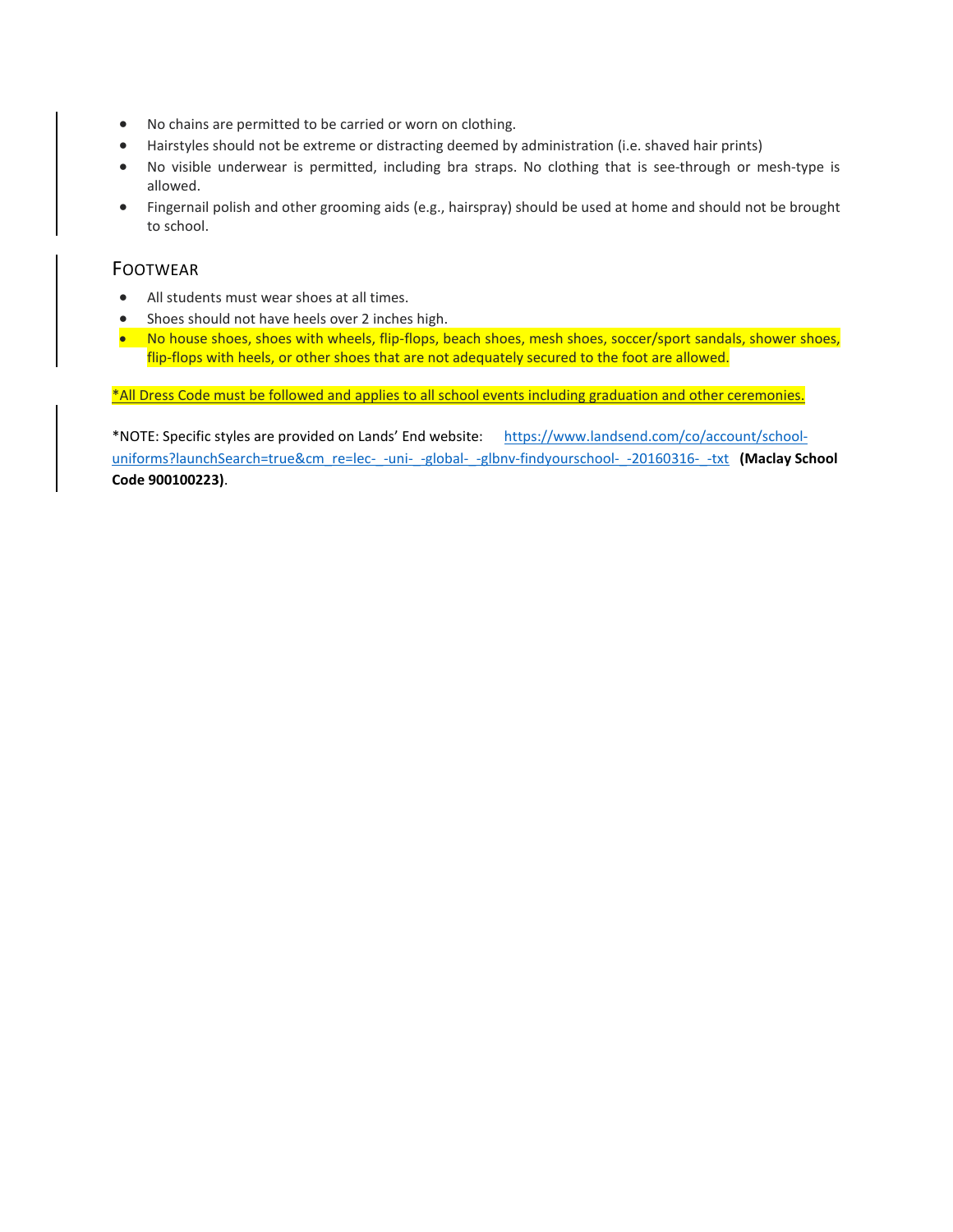- No chains are permitted to be carried or worn on clothing.
- Hairstyles should not be extreme or distracting deemed by administration (i.e. shaved hair prints)
- No visible underwear is permitted, including bra straps. No clothing that is see-through or mesh-type is allowed.
- Fingernail polish and other grooming aids (e.g., hairspray) should be used at home and should not be brought to school.

## Footwear

- All students must wear shoes at all times.
- Shoes should not have heels over 2 inches high.
- No house shoes, shoes with wheels, flip-flops, beach shoes, mesh shoes, soccer/sport sandals, shower shoes, flip-flops with heels, or other shoes that are not adequately secured to the foot are allowed.

*All Dress Code must be followed and applies to all school events including graduation and other ceremonies.

*NOTE: Specific styles are provided on Lands' End website: https://www.landsend.com/co/account/school-uniforms?launchSearch=true&cm_re=lec-_-uni-_-global-_-glbnv-findyourschool-_-20160316-_-txt **(Maclay School Code 900100223)**.